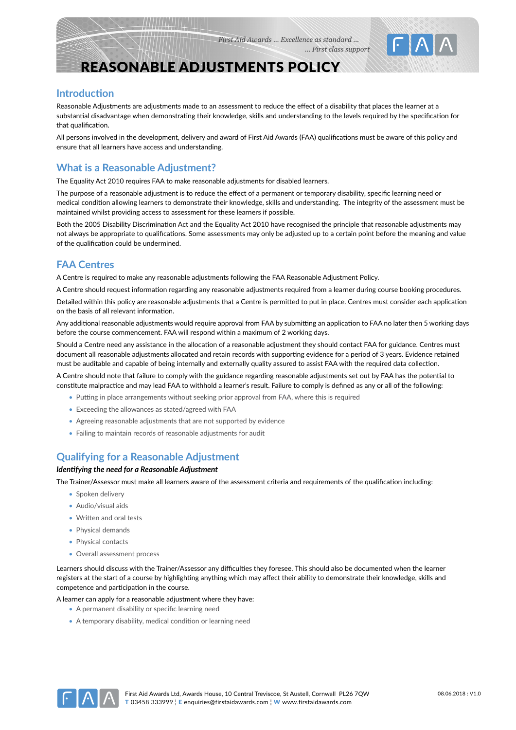# REASONABLE ADJUSTMENTS POLICY

## Introduction

Reasonable Adjustments are adjustments made to an assessment to reduce the effect of a disability that places the learner at a substantial disadvantage when demonstrating their knowledge, skills and understanding to the levels required by the specification for that qualification.

All persons involved in the development, delivery and award of First Aid Awards (FAA) qualifications must be aware of this policy and ensure that all learners have access and understanding.

## What is a Reasonable Adjustment?

The Equality Act 2010 requires FAA to make reasonable adjustments for disabled learners.

The purpose of a reasonable adjustment is to reduce the effect of a permanent or temporary disability, specific learning need or medical condition allowing learners to demonstrate their knowledge, skills and understanding. The integrity of the assessment must be maintained whilst providing access to assessment for these learners if possible.

Both the 2005 Disability Discrimination Act and the Equality Act 2010 have recognised the principle that reasonable adjustments may not always be appropriate to qualifications. Some assessments may only be adjusted up to a certain point before the meaning and value of the qualification could be undermined.

## FAA Centres

A Centre is required to make any reasonable adjustments following the FAA Reasonable Adjustment Policy.

A Centre should request information regarding any reasonable adjustments required from a learner during course booking procedures.

Detailed within this policy are reasonable adjustments that a Centre is permitted to put in place. Centres must consider each application on the basis of all relevant information.

Any additional reasonable adjustments would require approval from FAA by submitting an application to FAA no later then 5 working days before the course commencement. FAA will respond within a maximum of 2 working days.

Should a Centre need any assistance in the allocation of a reasonable adjustment they should contact FAA for guidance. Centres must document all reasonable adjustments allocated and retain records with supporting evidence for a period of 3 years. Evidence retained must be auditable and capable of being internally and externally quality assured to assist FAA with the required data collection.

A Centre should note that failure to comply with the guidance regarding reasonable adjustments set out by FAA has the potential to constitute malpractice and may lead FAA to withhold a learner's result. Failure to comply is defined as any or all of the following:

- Putting in place arrangements without seeking prior approval from FAA, where this is required
- Exceeding the allowances as stated/agreed with FAA
- Agreeing reasonable adjustments that are not supported by evidence
- Failing to maintain records of reasonable adjustments for audit

## Qualifying for a Reasonable Adjustment

***Identifying the need for a Reasonable Adjustment***

The Trainer/Assessor must make all learners aware of the assessment criteria and requirements of the qualification including:

- Spoken delivery
- Audio/visual aids
- Written and oral tests
- Physical demands
- Physical contacts
- Overall assessment process

Learners should discuss with the Trainer/Assessor any difficulties they foresee. This should also be documented when the learner registers at the start of a course by highlighting anything which may affect their ability to demonstrate their knowledge, skills and competence and participation in the course.

A learner can apply for a reasonable adjustment where they have:

- A permanent disability or specific learning need
- A temporary disability, medical condition or learning need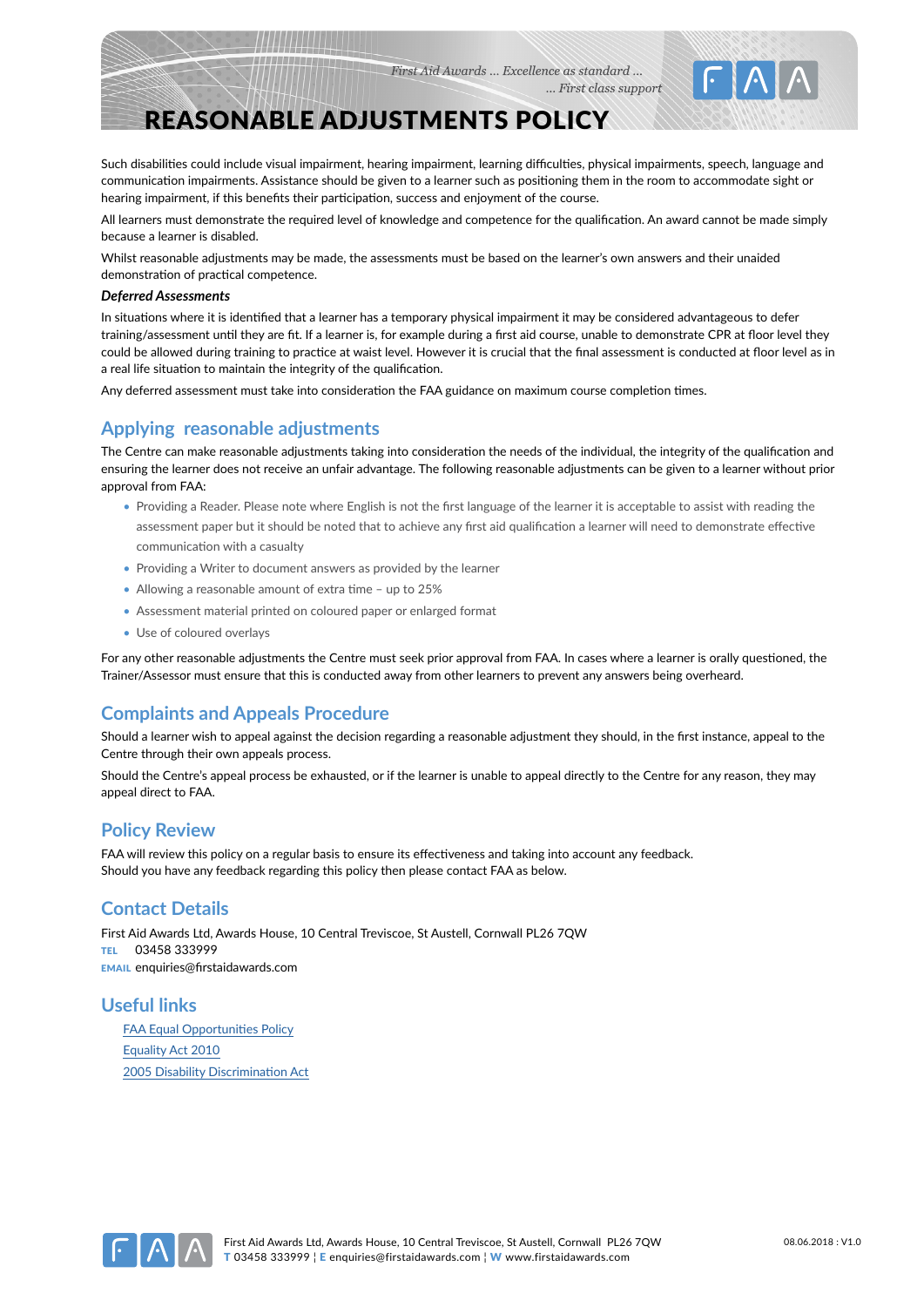Such disabilities could include visual impairment, hearing impairment, learning difficulties, physical impairments, speech, language and communication impairments. Assistance should be given to a learner such as positioning them in the room to accommodate sight or hearing impairment, if this benefits their participation, success and enjoyment of the course.

All learners must demonstrate the required level of knowledge and competence for the qualification. An award cannot be made simply because a learner is disabled.

Whilst reasonable adjustments may be made, the assessments must be based on the learner's own answers and their unaided demonstration of practical competence.

***Deferred Assessments***

In situations where it is identified that a learner has a temporary physical impairment it may be considered advantageous to defer training/assessment until they are fit. If a learner is, for example during a first aid course, unable to demonstrate CPR at floor level they could be allowed during training to practice at waist level. However it is crucial that the final assessment is conducted at floor level as in a real life situation to maintain the integrity of the qualification.

Any deferred assessment must take into consideration the FAA guidance on maximum course completion times.

## Applying reasonable adjustments

The Centre can make reasonable adjustments taking into consideration the needs of the individual, the integrity of the qualification and ensuring the learner does not receive an unfair advantage. The following reasonable adjustments can be given to a learner without prior approval from FAA:

- Providing a Reader. Please note where English is not the first language of the learner it is acceptable to assist with reading the assessment paper but it should be noted that to achieve any first aid qualification a learner will need to demonstrate effective communication with a casualty
- Providing a Writer to document answers as provided by the learner
- Allowing a reasonable amount of extra time – up to 25%
- Assessment material printed on coloured paper or enlarged format
- Use of coloured overlays

For any other reasonable adjustments the Centre must seek prior approval from FAA. In cases where a learner is orally questioned, the Trainer/Assessor must ensure that this is conducted away from other learners to prevent any answers being overheard.

## Complaints and Appeals Procedure

Should a learner wish to appeal against the decision regarding a reasonable adjustment they should, in the first instance, appeal to the Centre through their own appeals process.

Should the Centre's appeal process be exhausted, or if the learner is unable to appeal directly to the Centre for any reason, they may appeal direct to FAA.

## Policy Review

FAA will review this policy on a regular basis to ensure its effectiveness and taking into account any feedback.
Should you have any feedback regarding this policy then please contact FAA as below.

## Contact Details

First Aid Awards Ltd, Awards House, 10 Central Treviscoe, St Austell, Cornwall PL26 7QW
**TEL** 03458 333999
**EMAIL** enquiries@firstaidawards.com

## Useful links

[FAA Equal Opportunities Policy]
[Equality Act 2010]
[2005 Disability Discrimination Act]